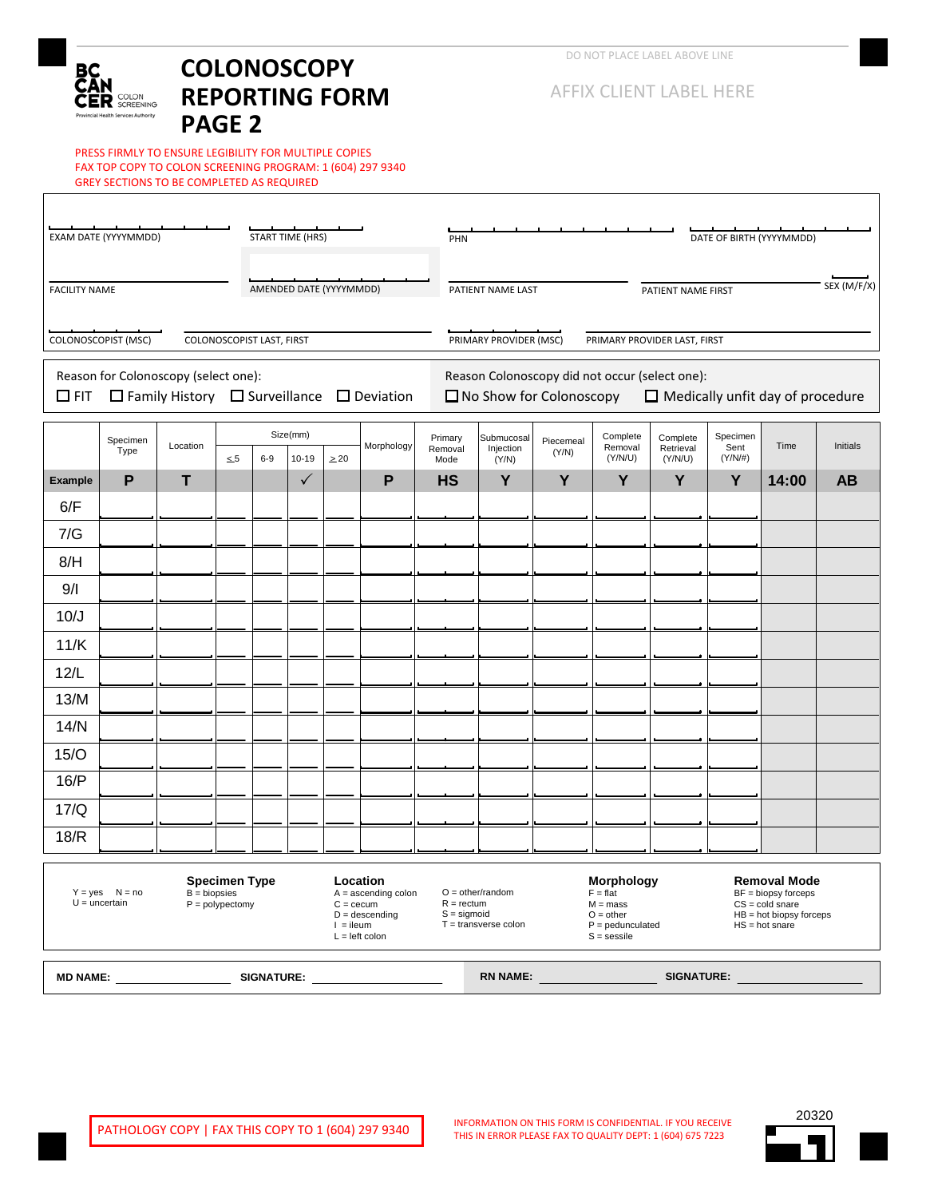BC CANCER COLON SCREENING
Provincial Health Services Authority

# COLONOSCOPY REPORTING FORM PAGE 2

DO NOT PLACE LABEL ABOVE LINE

AFFIX CLIENT LABEL HERE

PRESS FIRMLY TO ENSURE LEGIBILITY FOR MULTIPLE COPIES
FAX TOP COPY TO COLON SCREENING PROGRAM: 1 (604) 297 9340
GREY SECTIONS TO BE COMPLETED AS REQUIRED

EXAM DATE (YYYYMMDD) | START TIME (HRS) | PHN | DATE OF BIRTH (YYYYMMDD)

FACILITY NAME | AMENDED DATE (YYYYMMDD) | PATIENT NAME LAST | PATIENT NAME FIRST | SEX (M/F/X)

COLONOSCOPIST (MSC) | COLONOSCOPIST LAST, FIRST | PRIMARY PROVIDER (MSC) | PRIMARY PROVIDER LAST, FIRST

Reason for Colonoscopy (select one):
☐ FIT ☐ Family History ☐ Surveillance ☐ Deviation

Reason Colonoscopy did not occur (select one):
☐ No Show for Colonoscopy ☐ Medically unfit day of procedure

| | Specimen Type | Location | Size(mm) | | | | Morphology | Primary Removal Mode | Submucosal Injection (Y/N) | Piecemeal (Y/N) | Complete Removal (Y/N/U) | Complete Retrieval (Y/N/U) | Specimen Sent (Y/N/#) | Time | Initials |
|---|---|---|---|---|---|---|---|---|---|---|---|---|---|---|---|
| | | | ≤5 | 6-9 | 10-19 | ≥20 | | | | | | | | | |
| **Example** | **P** | **T** | | | ✓ | | **P** | **HS** | **Y** | **Y** | **Y** | **Y** | **Y** | **14:00** | **AB** |
| 6/F | | | | | | | | | | | | | | | |
| 7/G | | | | | | | | | | | | | | | |
| 8/H | | | | | | | | | | | | | | | |
| 9/I | | | | | | | | | | | | | | | |
| 10/J | | | | | | | | | | | | | | | |
| 11/K | | | | | | | | | | | | | | | |
| 12/L | | | | | | | | | | | | | | | |
| 13/M | | | | | | | | | | | | | | | |
| 14/N | | | | | | | | | | | | | | | |
| 15/O | | | | | | | | | | | | | | | |
| 16/P | | | | | | | | | | | | | | | |
| 17/Q | | | | | | | | | | | | | | | |
| 18/R | | | | | | | | | | | | | | | |

Y = yes N = no
U = uncertain

**Specimen Type**
B = biopsies
P = polypectomy

**Location**
A = ascending colon
C = cecum
D = descending
I = ileum
L = left colon
O = other/random
R = rectum
S = sigmoid
T = transverse colon

**Morphology**
F = flat
M = mass
O = other
P = pedunculated
S = sessile

**Removal Mode**
BF = biopsy forceps
CS = cold snare
HB = hot biopsy forceps
HS = hot snare

**MD NAME:** ____________ **SIGNATURE:** ____________ **RN NAME:** ____________ **SIGNATURE:** ____________

PATHOLOGY COPY | FAX THIS COPY TO 1 (604) 297 9340

INFORMATION ON THIS FORM IS CONFIDENTIAL. IF YOU RECEIVE THIS IN ERROR PLEASE FAX TO QUALITY DEPT: 1 (604) 675 7223

20320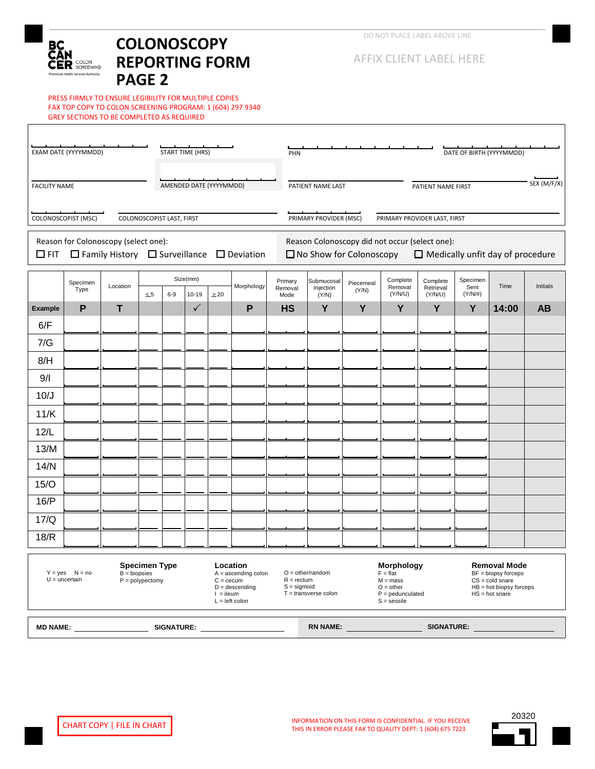BC CANCER COLON SCREENING
Provincial Health Services Authority

# COLONOSCOPY REPORTING FORM PAGE 2

DO NOT PLACE LABEL ABOVE LINE

AFFIX CLIENT LABEL HERE

PRESS FIRMLY TO ENSURE LEGIBILITY FOR MULTIPLE COPIES
FAX TOP COPY TO COLON SCREENING PROGRAM: 1 (604) 297 9340
GREY SECTIONS TO BE COMPLETED AS REQUIRED

EXAM DATE (YYYYMMDD) | START TIME (HRS) | PHN | DATE OF BIRTH (YYYYMMDD)

FACILITY NAME | AMENDED DATE (YYYYMMDD) | PATIENT NAME LAST | PATIENT NAME FIRST | SEX (M/F/X)

COLONOSCOPIST (MSC) | COLONOSCOPIST LAST, FIRST | PRIMARY PROVIDER (MSC) | PRIMARY PROVIDER LAST, FIRST

Reason for Colonoscopy (select one):
☐ FIT ☐ Family History ☐ Surveillance ☐ Deviation

Reason Colonoscopy did not occur (select one):
☐ No Show for Colonoscopy ☐ Medically unfit day of procedure

| | Specimen Type | Location | Size(mm) | | | | Morphology | Primary Removal Mode | Submucosal Injection (Y/N) | Piecemeal (Y/N) | Complete Removal (Y/N/U) | Complete Retrieval (Y/N/U) | Specimen Sent (Y/N/#) | Time | Initials |
|---|---|---|---|---|---|---|---|---|---|---|---|---|---|---|---|
| | | | ≤5 | 6-9 | 10-19 | ≥20 | | | | | | | | | |
| **Example** | **P** | **T** | | | ✓ | | **P** | **HS** | **Y** | **Y** | **Y** | **Y** | **Y** | **14:00** | **AB** |
| 6/F | | | | | | | | | | | | | | | |
| 7/G | | | | | | | | | | | | | | | |
| 8/H | | | | | | | | | | | | | | | |
| 9/I | | | | | | | | | | | | | | | |
| 10/J | | | | | | | | | | | | | | | |
| 11/K | | | | | | | | | | | | | | | |
| 12/L | | | | | | | | | | | | | | | |
| 13/M | | | | | | | | | | | | | | | |
| 14/N | | | | | | | | | | | | | | | |
| 15/O | | | | | | | | | | | | | | | |
| 16/P | | | | | | | | | | | | | | | |
| 17/Q | | | | | | | | | | | | | | | |
| 18/R | | | | | | | | | | | | | | | |

Y = yes N = no
U = uncertain

**Specimen Type**
B = biopsies
P = polypectomy

**Location**
A = ascending colon
C = cecum
D = descending
I = ileum
L = left colon
O = other/random
R = rectum
S = sigmoid
T = transverse colon

**Morphology**
F = flat
M = mass
O = other
P = pedunculated
S = sessile

**Removal Mode**
BF = biopsy forceps
CS = cold snare
HB = hot biopsy forceps
HS = hot snare

**MD NAME:** ____________ **SIGNATURE:** ____________ **RN NAME:** ____________ **SIGNATURE:** ____________

CHART COPY | FILE IN CHART

INFORMATION ON THIS FORM IS CONFIDENTIAL. IF YOU RECEIVE THIS IN ERROR PLEASE FAX TO QUALITY DEPT: 1 (604) 675 7223

20320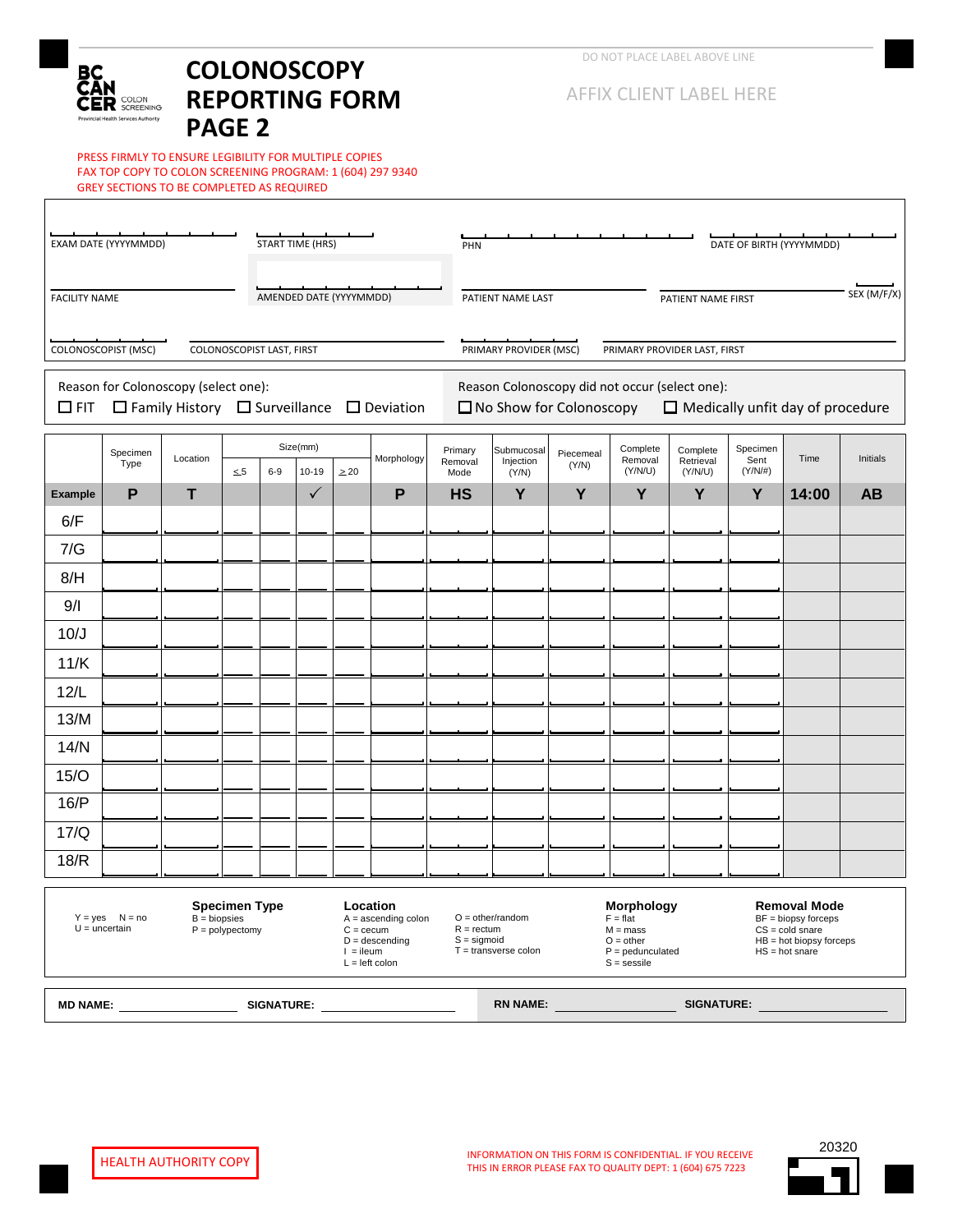# COLONOSCOPY REPORTING FORM PAGE 2

DO NOT PLACE LABEL ABOVE LINE

AFFIX CLIENT LABEL HERE

PRESS FIRMLY TO ENSURE LEGIBILITY FOR MULTIPLE COPIES
FAX TOP COPY TO COLON SCREENING PROGRAM: 1 (604) 297 9340
GREY SECTIONS TO BE COMPLETED AS REQUIRED

EXAM DATE (YYYYMMDD) | START TIME (HRS) | PHN | DATE OF BIRTH (YYYYMMDD)

FACILITY NAME | AMENDED DATE (YYYYMMDD) | PATIENT NAME LAST | PATIENT NAME FIRST | SEX (M/F/X)

COLONOSCOPIST (MSC) | COLONOSCOPIST LAST, FIRST | PRIMARY PROVIDER (MSC) | PRIMARY PROVIDER LAST, FIRST

Reason for Colonoscopy (select one):
☐ FIT ☐ Family History ☐ Surveillance ☐ Deviation

Reason Colonoscopy did not occur (select one):
☐ No Show for Colonoscopy ☐ Medically unfit day of procedure

| | Specimen Type | Location | Size(mm) | | | | Morphology | Primary Removal Mode | Submucosal Injection (Y/N) | Piecemeal (Y/N) | Complete Removal (Y/N/U) | Complete Retrieval (Y/N/U) | Specimen Sent (Y/N/#) | Time | Initials |
|---|---|---|---|---|---|---|---|---|---|---|---|---|---|---|---|
| | | | ≤5 | 6-9 | 10-19 | ≥20 | | | | | | | | | |
| **Example** | **P** | **T** | | | ✓ | | **P** | **HS** | **Y** | **Y** | **Y** | **Y** | **Y** | **14:00** | **AB** |
| 6/F | | | | | | | | | | | | | | | |
| 7/G | | | | | | | | | | | | | | | |
| 8/H | | | | | | | | | | | | | | | |
| 9/I | | | | | | | | | | | | | | | |
| 10/J | | | | | | | | | | | | | | | |
| 11/K | | | | | | | | | | | | | | | |
| 12/L | | | | | | | | | | | | | | | |
| 13/M | | | | | | | | | | | | | | | |
| 14/N | | | | | | | | | | | | | | | |
| 15/O | | | | | | | | | | | | | | | |
| 16/P | | | | | | | | | | | | | | | |
| 17/Q | | | | | | | | | | | | | | | |
| 18/R | | | | | | | | | | | | | | | |

Y = yes N = no
U = uncertain

**Specimen Type**
B = biopsies
P = polypectomy

**Location**
A = ascending colon
C = cecum
D = descending
I = ileum
L = left colon
O = other/random
R = rectum
S = sigmoid
T = transverse colon

**Morphology**
F = flat
M = mass
O = other
P = pedunculated
S = sessile

**Removal Mode**
BF = biopsy forceps
CS = cold snare
HB = hot biopsy forceps
HS = hot snare

**MD NAME:** ______________ **SIGNATURE:** ______________ **RN NAME:** ______________ **SIGNATURE:** ______________

HEALTH AUTHORITY COPY

INFORMATION ON THIS FORM IS CONFIDENTIAL. IF YOU RECEIVE THIS IN ERROR PLEASE FAX TO QUALITY DEPT: 1 (604) 675 7223

20320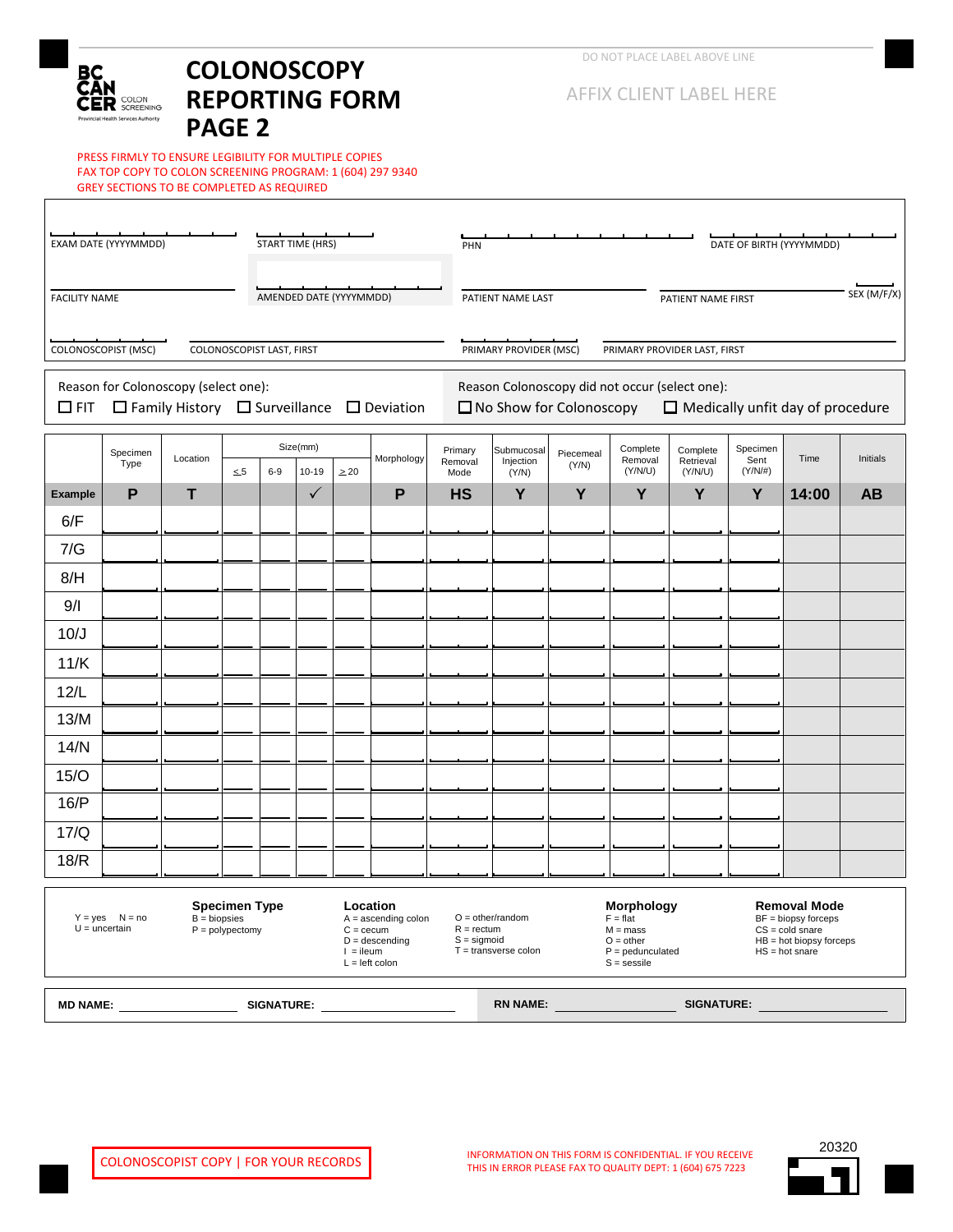**BC CANCER** COLON SCREENING
Provincial Health Services Authority

# COLONOSCOPY REPORTING FORM PAGE 2

DO NOT PLACE LABEL ABOVE LINE

AFFIX CLIENT LABEL HERE

PRESS FIRMLY TO ENSURE LEGIBILITY FOR MULTIPLE COPIES
FAX TOP COPY TO COLON SCREENING PROGRAM: 1 (604) 297 9340
GREY SECTIONS TO BE COMPLETED AS REQUIRED

EXAM DATE (YYYYMMDD) ____ START TIME (HRS) ____ PHN ____ DATE OF BIRTH (YYYYMMDD) ____

FACILITY NAME ____ AMENDED DATE (YYYYMMDD) ____ PATIENT NAME LAST ____ PATIENT NAME FIRST ____ SEX (M/F/X) ____

COLONOSCOPIST (MSC) ____ COLONOSCOPIST LAST, FIRST ____ PRIMARY PROVIDER (MSC) ____ PRIMARY PROVIDER LAST, FIRST ____

Reason for Colonoscopy (select one):
☐ FIT ☐ Family History ☐ Surveillance ☐ Deviation

Reason Colonoscopy did not occur (select one):
☐ No Show for Colonoscopy ☐ Medically unfit day of procedure

| | Specimen Type | Location | Size(mm) | | | | Morphology | Primary Removal Mode | Submucosal Injection (Y/N) | Piecemeal (Y/N) | Complete Removal (Y/N/U) | Complete Retrieval (Y/N/U) | Specimen Sent (Y/N/#) | Time | Initials |
|---|---|---|---|---|---|---|---|---|---|---|---|---|---|---|---|
| | | | ≤5 | 6-9 | 10-19 | ≥20 | | | | | | | | | |
| **Example** | **P** | **T** | | | ✓ | | **P** | **HS** | **Y** | **Y** | **Y** | **Y** | **Y** | **14:00** | **AB** |
| 6/F | | | | | | | | | | | | | | | |
| 7/G | | | | | | | | | | | | | | | |
| 8/H | | | | | | | | | | | | | | | |
| 9/I | | | | | | | | | | | | | | | |
| 10/J | | | | | | | | | | | | | | | |
| 11/K | | | | | | | | | | | | | | | |
| 12/L | | | | | | | | | | | | | | | |
| 13/M | | | | | | | | | | | | | | | |
| 14/N | | | | | | | | | | | | | | | |
| 15/O | | | | | | | | | | | | | | | |
| 16/P | | | | | | | | | | | | | | | |
| 17/Q | | | | | | | | | | | | | | | |
| 18/R | | | | | | | | | | | | | | | |

Y = yes N = no
U = uncertain

**Specimen Type**
B = biopsies
P = polypectomy

**Location**
A = ascending colon
C = cecum
D = descending
I = ileum
L = left colon
O = other/random
R = rectum
S = sigmoid
T = transverse colon

**Morphology**
F = flat
M = mass
O = other
P = pedunculated
S = sessile

**Removal Mode**
BF = biopsy forceps
CS = cold snare
HB = hot biopsy forceps
HS = hot snare

**MD NAME:** ____ **SIGNATURE:** ____ **RN NAME:** ____ **SIGNATURE:** ____

COLONOSCOPIST COPY | FOR YOUR RECORDS

INFORMATION ON THIS FORM IS CONFIDENTIAL. IF YOU RECEIVE THIS IN ERROR PLEASE FAX TO QUALITY DEPT: 1 (604) 675 7223

20320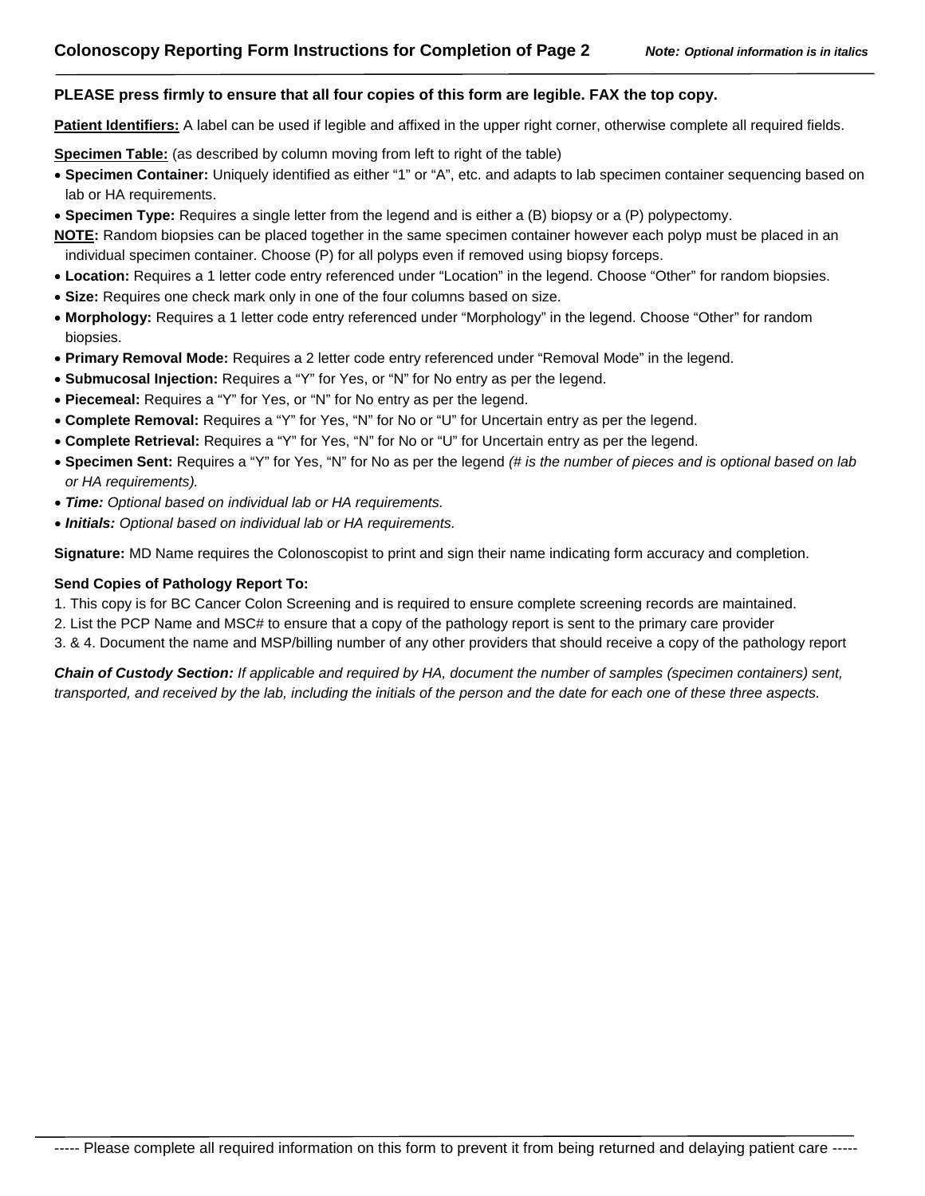## Colonoscopy Reporting Form Instructions for Completion of Page 2

***Note:*** *Optional information is in italics*

**PLEASE press firmly to ensure that all four copies of this form are legible. FAX the top copy.**

**Patient Identifiers:** A label can be used if legible and affixed in the upper right corner, otherwise complete all required fields.

**Specimen Table:** (as described by column moving from left to right of the table)

- **Specimen Container:** Uniquely identified as either "1" or "A", etc. and adapts to lab specimen container sequencing based on lab or HA requirements.
- **Specimen Type:** Requires a single letter from the legend and is either a (B) biopsy or a (P) polypectomy.

**NOTE:** Random biopsies can be placed together in the same specimen container however each polyp must be placed in an individual specimen container. Choose (P) for all polyps even if removed using biopsy forceps.

- **Location:** Requires a 1 letter code entry referenced under "Location" in the legend. Choose "Other" for random biopsies.
- **Size:** Requires one check mark only in one of the four columns based on size.
- **Morphology:** Requires a 1 letter code entry referenced under "Morphology" in the legend. Choose "Other" for random biopsies.
- **Primary Removal Mode:** Requires a 2 letter code entry referenced under "Removal Mode" in the legend.
- **Submucosal Injection:** Requires a "Y" for Yes, or "N" for No entry as per the legend.
- **Piecemeal:** Requires a "Y" for Yes, or "N" for No entry as per the legend.
- **Complete Removal:** Requires a "Y" for Yes, "N" for No or "U" for Uncertain entry as per the legend.
- **Complete Retrieval:** Requires a "Y" for Yes, "N" for No or "U" for Uncertain entry as per the legend.
- **Specimen Sent:** Requires a "Y" for Yes, "N" for No as per the legend *(# is the number of pieces and is optional based on lab or HA requirements).*
- ***Time:*** *Optional based on individual lab or HA requirements.*
- ***Initials:*** *Optional based on individual lab or HA requirements.*

**Signature:** MD Name requires the Colonoscopist to print and sign their name indicating form accuracy and completion.

**Send Copies of Pathology Report To:**

1. This copy is for BC Cancer Colon Screening and is required to ensure complete screening records are maintained.
2. List the PCP Name and MSC# to ensure that a copy of the pathology report is sent to the primary care provider
3. & 4. Document the name and MSP/billing number of any other providers that should receive a copy of the pathology report

***Chain of Custody Section:*** *If applicable and required by HA, document the number of samples (specimen containers) sent, transported, and received by the lab, including the initials of the person and the date for each one of these three aspects.*

----- Please complete all required information on this form to prevent it from being returned and delaying patient care -----